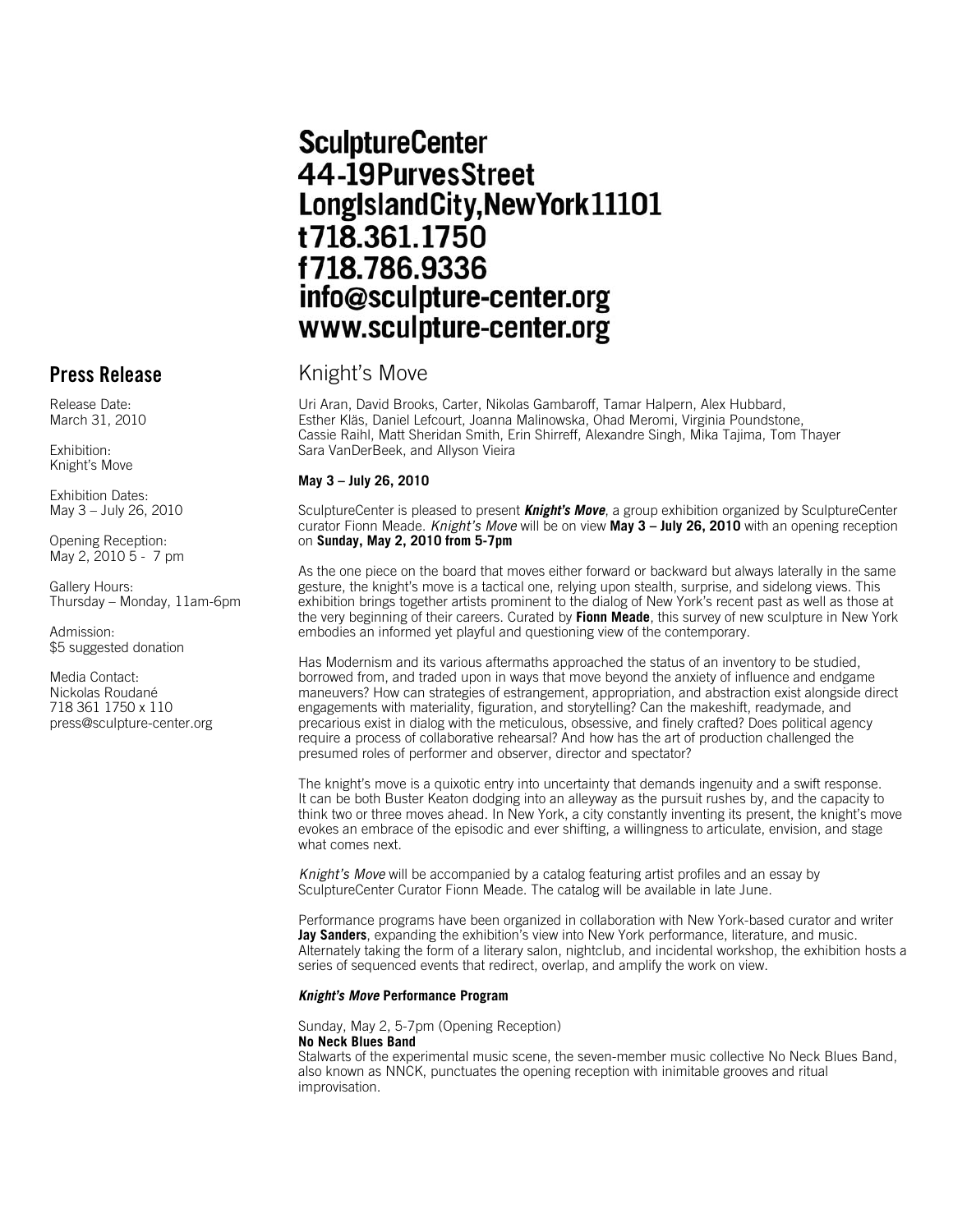**SculptureCenter**
**44-19 Purves Street**
**Long Island City, New York 11101**
**t 718.361.1750**
**f 718.786.9336**
**info@sculpture-center.org**
**www.sculpture-center.org**

## Press Release

Release Date:
March 31, 2010

Exhibition:
Knight's Move

Exhibition Dates:
May 3 – July 26, 2010

Opening Reception:
May 2, 2010 5 - 7 pm

Gallery Hours:
Thursday – Monday, 11am-6pm

Admission:
$5 suggested donation

Media Contact:
Nickolas Roudané
718 361 1750 x 110
press@sculpture-center.org

# Knight's Move

Uri Aran, David Brooks, Carter, Nikolas Gambaroff, Tamar Halpern, Alex Hubbard, Esther Kläs, Daniel Lefcourt, Joanna Malinowska, Ohad Meromi, Virginia Poundstone, Cassie Raihl, Matt Sheridan Smith, Erin Shirreff, Alexandre Singh, Mika Tajima, Tom Thayer Sara VanDerBeek, and Allyson Vieira

**May 3 – July 26, 2010**

SculptureCenter is pleased to present ***Knight's Move***, a group exhibition organized by SculptureCenter curator Fionn Meade. *Knight's Move* will be on view **May 3 – July 26, 2010** with an opening reception on **Sunday, May 2, 2010 from 5-7pm**

As the one piece on the board that moves either forward or backward but always laterally in the same gesture, the knight's move is a tactical one, relying upon stealth, surprise, and sidelong views. This exhibition brings together artists prominent to the dialog of New York's recent past as well as those at the very beginning of their careers. Curated by **Fionn Meade**, this survey of new sculpture in New York embodies an informed yet playful and questioning view of the contemporary.

Has Modernism and its various aftermaths approached the status of an inventory to be studied, borrowed from, and traded upon in ways that move beyond the anxiety of influence and endgame maneuvers? How can strategies of estrangement, appropriation, and abstraction exist alongside direct engagements with materiality, figuration, and storytelling? Can the makeshift, readymade, and precarious exist in dialog with the meticulous, obsessive, and finely crafted? Does political agency require a process of collaborative rehearsal? And how has the art of production challenged the presumed roles of performer and observer, director and spectator?

The knight's move is a quixotic entry into uncertainty that demands ingenuity and a swift response. It can be both Buster Keaton dodging into an alleyway as the pursuit rushes by, and the capacity to think two or three moves ahead. In New York, a city constantly inventing its present, the knight's move evokes an embrace of the episodic and ever shifting, a willingness to articulate, envision, and stage what comes next.

*Knight's Move* will be accompanied by a catalog featuring artist profiles and an essay by SculptureCenter Curator Fionn Meade. The catalog will be available in late June.

Performance programs have been organized in collaboration with New York-based curator and writer **Jay Sanders**, expanding the exhibition's view into New York performance, literature, and music. Alternately taking the form of a literary salon, nightclub, and incidental workshop, the exhibition hosts a series of sequenced events that redirect, overlap, and amplify the work on view.

### ***Knight's Move*** **Performance Program**

Sunday, May 2, 5-7pm (Opening Reception)
**No Neck Blues Band**
Stalwarts of the experimental music scene, the seven-member music collective No Neck Blues Band, also known as NNCK, punctuates the opening reception with inimitable grooves and ritual improvisation.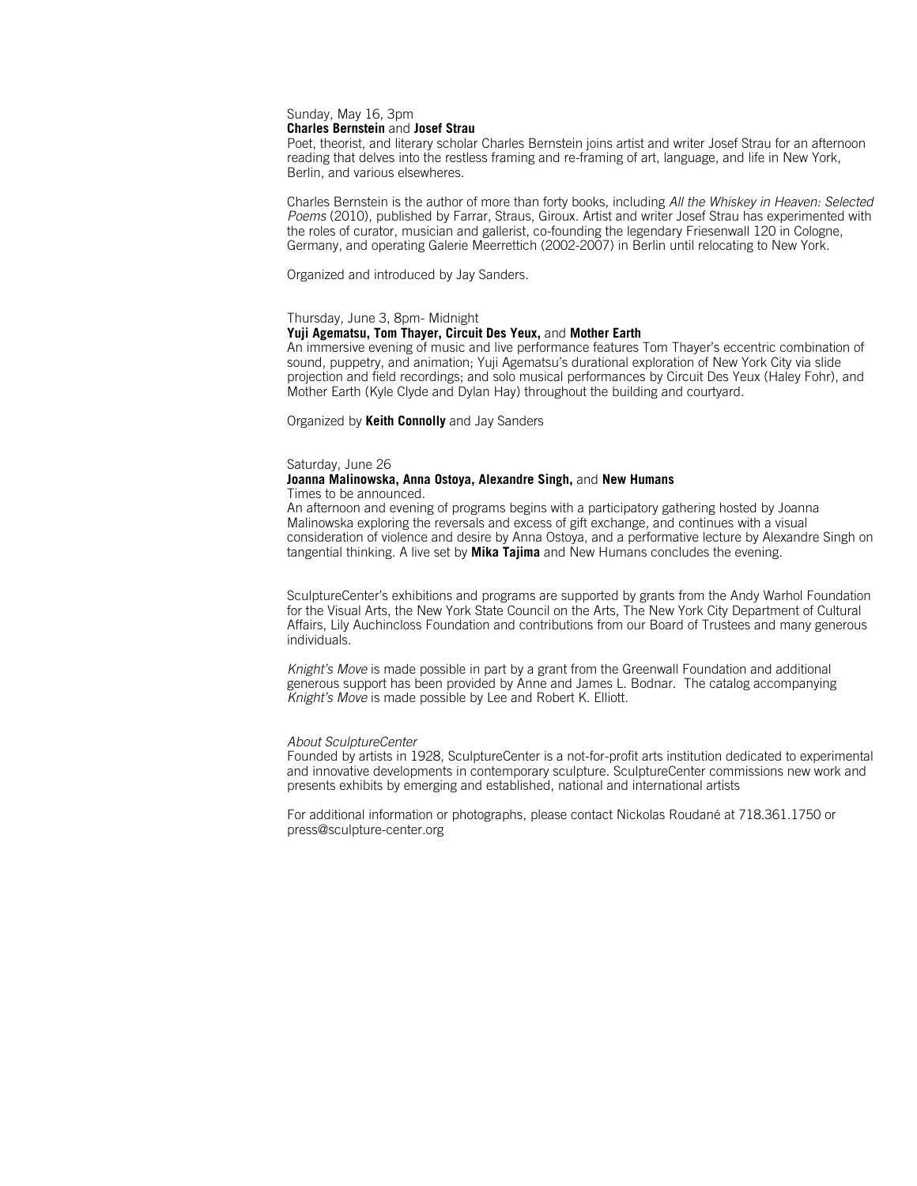Sunday, May 16, 3pm
**Charles Bernstein** and **Josef Strau**
Poet, theorist, and literary scholar Charles Bernstein joins artist and writer Josef Strau for an afternoon reading that delves into the restless framing and re-framing of art, language, and life in New York, Berlin, and various elsewheres.

Charles Bernstein is the author of more than forty books, including *All the Whiskey in Heaven: Selected Poems* (2010), published by Farrar, Straus, Giroux. Artist and writer Josef Strau has experimented with the roles of curator, musician and gallerist, co-founding the legendary Friesenwall 120 in Cologne, Germany, and operating Galerie Meerrettich (2002-2007) in Berlin until relocating to New York.

Organized and introduced by Jay Sanders.

Thursday, June 3, 8pm- Midnight
**Yuji Agematsu, Tom Thayer, Circuit Des Yeux,** and **Mother Earth**
An immersive evening of music and live performance features Tom Thayer's eccentric combination of sound, puppetry, and animation; Yuji Agematsu's durational exploration of New York City via slide projection and field recordings; and solo musical performances by Circuit Des Yeux (Haley Fohr), and Mother Earth (Kyle Clyde and Dylan Hay) throughout the building and courtyard.

Organized by **Keith Connolly** and Jay Sanders

Saturday, June 26
**Joanna Malinowska, Anna Ostoya, Alexandre Singh,** and **New Humans**
Times to be announced.
An afternoon and evening of programs begins with a participatory gathering hosted by Joanna Malinowska exploring the reversals and excess of gift exchange, and continues with a visual consideration of violence and desire by Anna Ostoya, and a performative lecture by Alexandre Singh on tangential thinking. A live set by **Mika Tajima** and New Humans concludes the evening.

SculptureCenter's exhibitions and programs are supported by grants from the Andy Warhol Foundation for the Visual Arts, the New York State Council on the Arts, The New York City Department of Cultural Affairs, Lily Auchincloss Foundation and contributions from our Board of Trustees and many generous individuals.

*Knight's Move* is made possible in part by a grant from the Greenwall Foundation and additional generous support has been provided by Anne and James L. Bodnar. The catalog accompanying *Knight's Move* is made possible by Lee and Robert K. Elliott.

*About SculptureCenter*
Founded by artists in 1928, SculptureCenter is a not-for-profit arts institution dedicated to experimental and innovative developments in contemporary sculpture. SculptureCenter commissions new work and presents exhibits by emerging and established, national and international artists

For additional information or photographs, please contact Nickolas Roudané at 718.361.1750 or press@sculpture-center.org